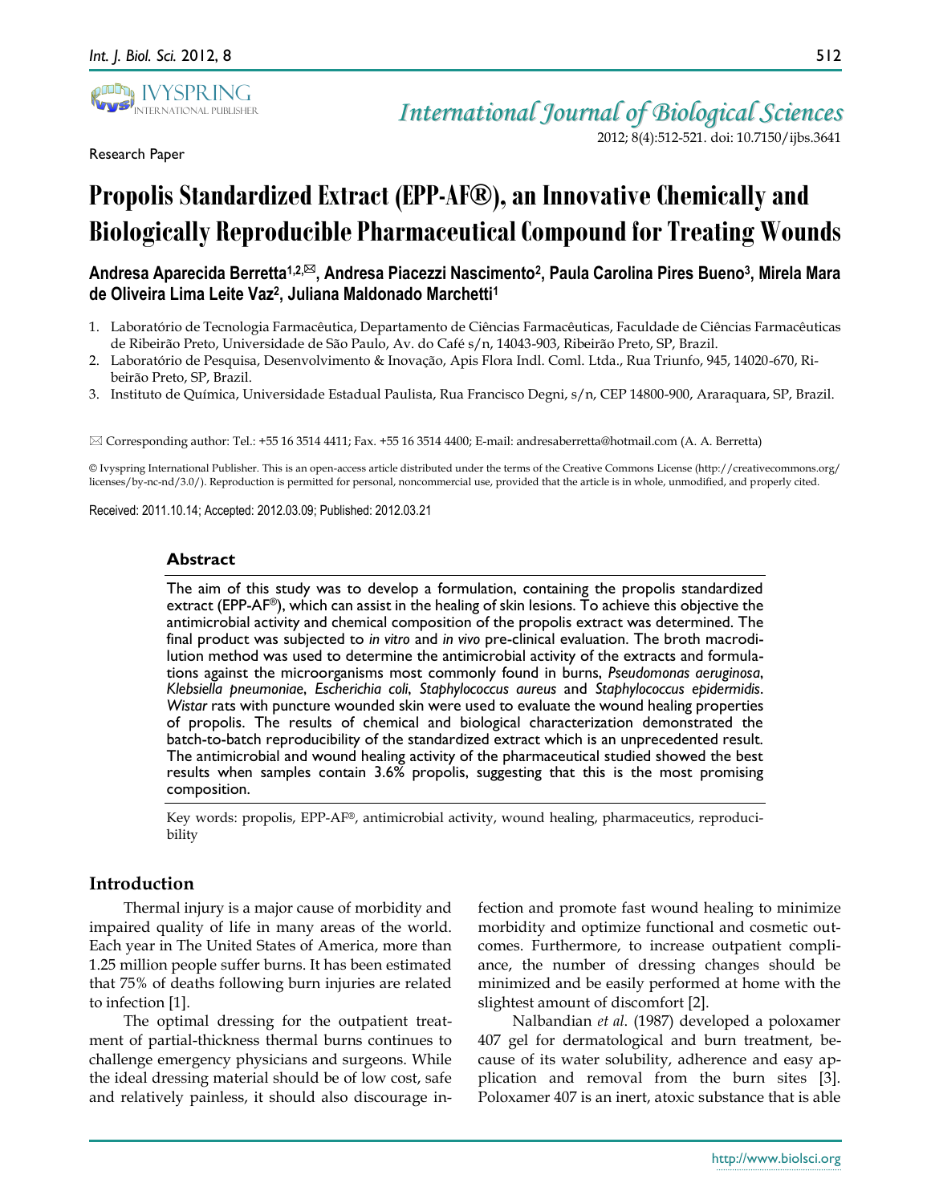Research Paper

# Propolis Standardized Extract (EPP-AF®), an Innovative Chemically and Biologically Reproducible Pharmaceutical Compound for Treating Wounds

**Andresa Aparecida Berretta[1,2,✉], Andresa Piacezzi Nascimento[2], Paula Carolina Pires Bueno[3], Mirela Mara de Oliveira Lima Leite Vaz[2], Juliana Maldonado Marchetti[1]**

1. Laboratório de Tecnologia Farmacêutica, Departamento de Ciências Farmacêuticas, Faculdade de Ciências Farmacêuticas de Ribeirão Preto, Universidade de São Paulo, Av. do Café s/n, 14043-903, Ribeirão Preto, SP, Brazil.
2. Laboratório de Pesquisa, Desenvolvimento & Inovação, Apis Flora Indl. Coml. Ltda., Rua Triunfo, 945, 14020-670, Ribeirão Preto, SP, Brazil.
3. Instituto de Química, Universidade Estadual Paulista, Rua Francisco Degni, s/n, CEP 14800-900, Araraquara, SP, Brazil.

✉ Corresponding author: Tel.: +55 16 3514 4411; Fax. +55 16 3514 4400; E-mail: andresaberretta@hotmail.com (A. A. Berretta)

© Ivyspring International Publisher. This is an open-access article distributed under the terms of the Creative Commons License (http://creativecommons.org/licenses/by-nc-nd/3.0/). Reproduction is permitted for personal, noncommercial use, provided that the article is in whole, unmodified, and properly cited.

Received: 2011.10.14; Accepted: 2012.03.09; Published: 2012.03.21

## Abstract

The aim of this study was to develop a formulation, containing the propolis standardized extract (EPP-AF®), which can assist in the healing of skin lesions. To achieve this objective the antimicrobial activity and chemical composition of the propolis extract was determined. The final product was subjected to *in vitro* and *in vivo* pre-clinical evaluation. The broth macrodilution method was used to determine the antimicrobial activity of the extracts and formulations against the microorganisms most commonly found in burns, *Pseudomonas aeruginosa*, *Klebsiella pneumoniae*, *Escherichia coli*, *Staphylococcus aureus* and *Staphylococcus epidermidis*. *Wistar* rats with puncture wounded skin were used to evaluate the wound healing properties of propolis. The results of chemical and biological characterization demonstrated the batch-to-batch reproducibility of the standardized extract which is an unprecedented result. The antimicrobial and wound healing activity of the pharmaceutical studied showed the best results when samples contain 3.6% propolis, suggesting that this is the most promising composition.

Key words: propolis, EPP-AF®, antimicrobial activity, wound healing, pharmaceutics, reproducibility

## Introduction

Thermal injury is a major cause of morbidity and impaired quality of life in many areas of the world. Each year in The United States of America, more than 1.25 million people suffer burns. It has been estimated that 75% of deaths following burn injuries are related to infection [1].

The optimal dressing for the outpatient treatment of partial-thickness thermal burns continues to challenge emergency physicians and surgeons. While the ideal dressing material should be of low cost, safe and relatively painless, it should also discourage infection and promote fast wound healing to minimize morbidity and optimize functional and cosmetic outcomes. Furthermore, to increase outpatient compliance, the number of dressing changes should be minimized and be easily performed at home with the slightest amount of discomfort [2].

Nalbandian *et al*. (1987) developed a poloxamer 407 gel for dermatological and burn treatment, because of its water solubility, adherence and easy application and removal from the burn sites [3]. Poloxamer 407 is an inert, atoxic substance that is able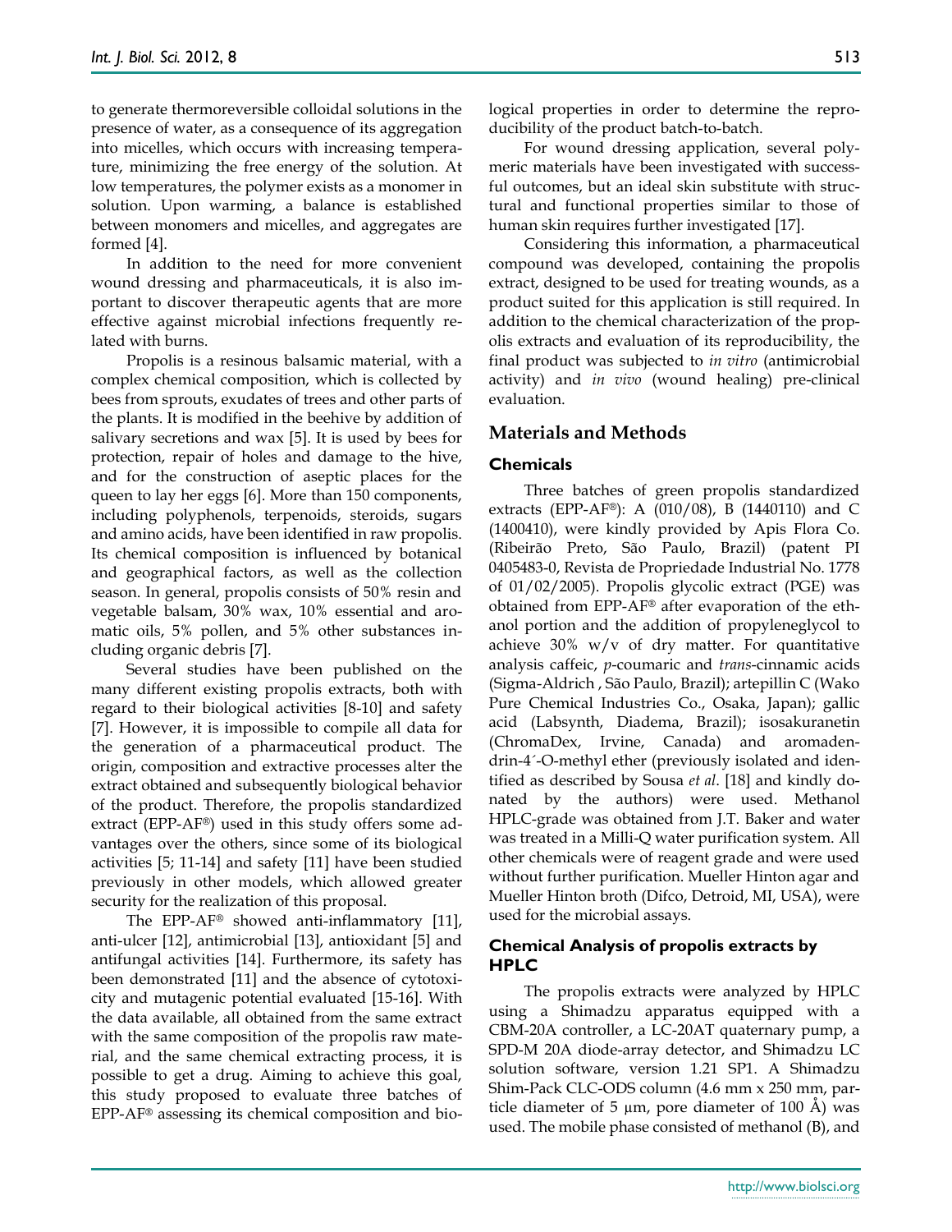to generate thermoreversible colloidal solutions in the presence of water, as a consequence of its aggregation into micelles, which occurs with increasing temperature, minimizing the free energy of the solution. At low temperatures, the polymer exists as a monomer in solution. Upon warming, a balance is established between monomers and micelles, and aggregates are formed [4].

In addition to the need for more convenient wound dressing and pharmaceuticals, it is also important to discover therapeutic agents that are more effective against microbial infections frequently related with burns.

Propolis is a resinous balsamic material, with a complex chemical composition, which is collected by bees from sprouts, exudates of trees and other parts of the plants. It is modified in the beehive by addition of salivary secretions and wax [5]. It is used by bees for protection, repair of holes and damage to the hive, and for the construction of aseptic places for the queen to lay her eggs [6]. More than 150 components, including polyphenols, terpenoids, steroids, sugars and amino acids, have been identified in raw propolis. Its chemical composition is influenced by botanical and geographical factors, as well as the collection season. In general, propolis consists of 50% resin and vegetable balsam, 30% wax, 10% essential and aromatic oils, 5% pollen, and 5% other substances including organic debris [7].

Several studies have been published on the many different existing propolis extracts, both with regard to their biological activities [8-10] and safety [7]. However, it is impossible to compile all data for the generation of a pharmaceutical product. The origin, composition and extractive processes alter the extract obtained and subsequently biological behavior of the product. Therefore, the propolis standardized extract (EPP-AF®) used in this study offers some advantages over the others, since some of its biological activities [5; 11-14] and safety [11] have been studied previously in other models, which allowed greater security for the realization of this proposal.

The EPP-AF® showed anti-inflammatory [11], anti-ulcer [12], antimicrobial [13], antioxidant [5] and antifungal activities [14]. Furthermore, its safety has been demonstrated [11] and the absence of cytotoxicity and mutagenic potential evaluated [15-16]. With the data available, all obtained from the same extract with the same composition of the propolis raw material, and the same chemical extracting process, it is possible to get a drug. Aiming to achieve this goal, this study proposed to evaluate three batches of EPP-AF® assessing its chemical composition and biological properties in order to determine the reproducibility of the product batch-to-batch.

For wound dressing application, several polymeric materials have been investigated with successful outcomes, but an ideal skin substitute with structural and functional properties similar to those of human skin requires further investigated [17].

Considering this information, a pharmaceutical compound was developed, containing the propolis extract, designed to be used for treating wounds, as a product suited for this application is still required. In addition to the chemical characterization of the propolis extracts and evaluation of its reproducibility, the final product was subjected to *in vitro* (antimicrobial activity) and *in vivo* (wound healing) pre-clinical evaluation.

## Materials and Methods

### Chemicals

Three batches of green propolis standardized extracts (EPP-AF®): A (010/08), B (1440110) and C (1400410), were kindly provided by Apis Flora Co. (Ribeirão Preto, São Paulo, Brazil) (patent PI 0405483-0, Revista de Propriedade Industrial No. 1778 of 01/02/2005). Propolis glycolic extract (PGE) was obtained from EPP-AF® after evaporation of the ethanol portion and the addition of propyleneglycol to achieve 30% w/v of dry matter. For quantitative analysis caffeic, *p*-coumaric and *trans*-cinnamic acids (Sigma-Aldrich , São Paulo, Brazil); artepillin C (Wako Pure Chemical Industries Co., Osaka, Japan); gallic acid (Labsynth, Diadema, Brazil); isosakuranetin (ChromaDex, Irvine, Canada) and aromadendrin-4´-O-methyl ether (previously isolated and identified as described by Sousa *et al*. [18] and kindly donated by the authors) were used. Methanol HPLC-grade was obtained from J.T. Baker and water was treated in a Milli-Q water purification system. All other chemicals were of reagent grade and were used without further purification. Mueller Hinton agar and Mueller Hinton broth (Difco, Detroid, MI, USA), were used for the microbial assays.

### Chemical Analysis of propolis extracts by HPLC

The propolis extracts were analyzed by HPLC using a Shimadzu apparatus equipped with a CBM-20A controller, a LC-20AT quaternary pump, a SPD-M 20A diode-array detector, and Shimadzu LC solution software, version 1.21 SP1. A Shimadzu Shim-Pack CLC-ODS column (4.6 mm x 250 mm, particle diameter of 5 µm, pore diameter of 100 Å) was used. The mobile phase consisted of methanol (B), and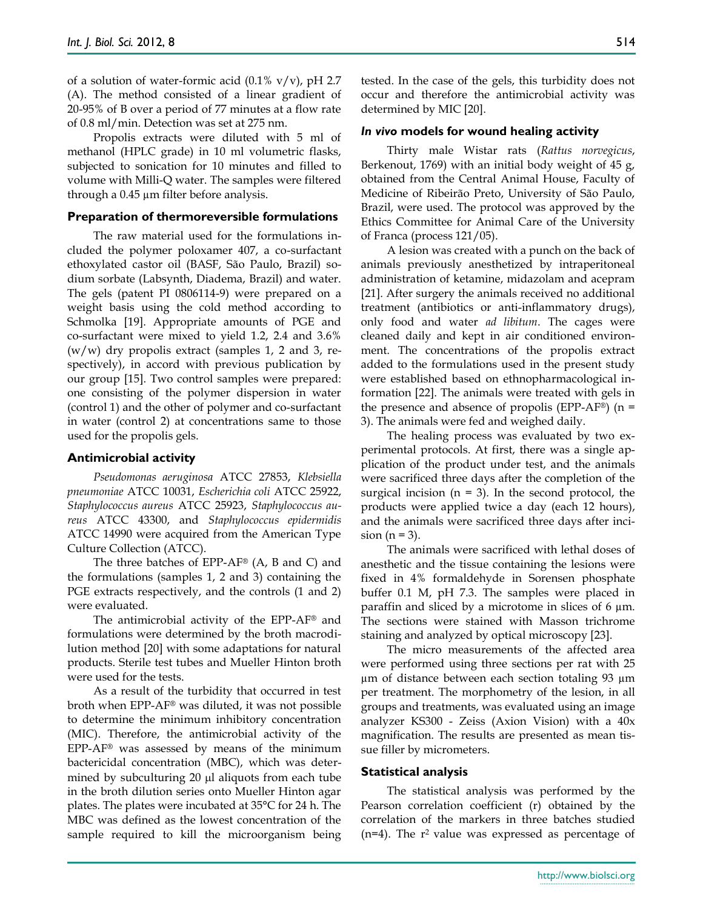of a solution of water-formic acid (0.1% v/v), pH 2.7 (A). The method consisted of a linear gradient of 20-95% of B over a period of 77 minutes at a flow rate of 0.8 ml/min. Detection was set at 275 nm.

Propolis extracts were diluted with 5 ml of methanol (HPLC grade) in 10 ml volumetric flasks, subjected to sonication for 10 minutes and filled to volume with Milli-Q water. The samples were filtered through a 0.45 µm filter before analysis.

### Preparation of thermoreversible formulations

The raw material used for the formulations included the polymer poloxamer 407, a co-surfactant ethoxylated castor oil (BASF, São Paulo, Brazil) sodium sorbate (Labsynth, Diadema, Brazil) and water. The gels (patent PI 0806114-9) were prepared on a weight basis using the cold method according to Schmolka [19]. Appropriate amounts of PGE and co-surfactant were mixed to yield 1.2, 2.4 and 3.6% (w/w) dry propolis extract (samples 1, 2 and 3, respectively), in accord with previous publication by our group [15]. Two control samples were prepared: one consisting of the polymer dispersion in water (control 1) and the other of polymer and co-surfactant in water (control 2) at concentrations same to those used for the propolis gels.

### Antimicrobial activity

*Pseudomonas aeruginosa* ATCC 27853, *Klebsiella pneumoniae* ATCC 10031, *Escherichia coli* ATCC 25922, *Staphylococcus aureus* ATCC 25923, *Staphylococcus aureus* ATCC 43300, and *Staphylococcus epidermidis* ATCC 14990 were acquired from the American Type Culture Collection (ATCC).

The three batches of EPP-AF® (A, B and C) and the formulations (samples 1, 2 and 3) containing the PGE extracts respectively, and the controls (1 and 2) were evaluated.

The antimicrobial activity of the EPP-AF® and formulations were determined by the broth macrodilution method [20] with some adaptations for natural products. Sterile test tubes and Mueller Hinton broth were used for the tests.

As a result of the turbidity that occurred in test broth when EPP-AF® was diluted, it was not possible to determine the minimum inhibitory concentration (MIC). Therefore, the antimicrobial activity of the EPP-AF® was assessed by means of the minimum bactericidal concentration (MBC), which was determined by subculturing 20 µl aliquots from each tube in the broth dilution series onto Mueller Hinton agar plates. The plates were incubated at 35°C for 24 h. The MBC was defined as the lowest concentration of the sample required to kill the microorganism being tested. In the case of the gels, this turbidity does not occur and therefore the antimicrobial activity was determined by MIC [20].

### *In vivo* models for wound healing activity

Thirty male Wistar rats (*Rattus norvegicus*, Berkenout, 1769) with an initial body weight of 45 g, obtained from the Central Animal House, Faculty of Medicine of Ribeirão Preto, University of São Paulo, Brazil, were used. The protocol was approved by the Ethics Committee for Animal Care of the University of Franca (process 121/05).

A lesion was created with a punch on the back of animals previously anesthetized by intraperitoneal administration of ketamine, midazolam and acepram [21]. After surgery the animals received no additional treatment (antibiotics or anti-inflammatory drugs), only food and water *ad libitum*. The cages were cleaned daily and kept in air conditioned environment. The concentrations of the propolis extract added to the formulations used in the present study were established based on ethnopharmacological information [22]. The animals were treated with gels in the presence and absence of propolis (EPP-AF®) (n = 3). The animals were fed and weighed daily.

The healing process was evaluated by two experimental protocols. At first, there was a single application of the product under test, and the animals were sacrificed three days after the completion of the surgical incision (n = 3). In the second protocol, the products were applied twice a day (each 12 hours), and the animals were sacrificed three days after incision (n = 3).

The animals were sacrificed with lethal doses of anesthetic and the tissue containing the lesions were fixed in 4% formaldehyde in Sorensen phosphate buffer 0.1 M, pH 7.3. The samples were placed in paraffin and sliced by a microtome in slices of 6 µm. The sections were stained with Masson trichrome staining and analyzed by optical microscopy [23].

The micro measurements of the affected area were performed using three sections per rat with 25 µm of distance between each section totaling 93 µm per treatment. The morphometry of the lesion, in all groups and treatments, was evaluated using an image analyzer KS300 - Zeiss (Axion Vision) with a 40x magnification. The results are presented as mean tissue filler by micrometers.

### Statistical analysis

The statistical analysis was performed by the Pearson correlation coefficient (r) obtained by the correlation of the markers in three batches studied (n=4). The $r^2$ value was expressed as percentage of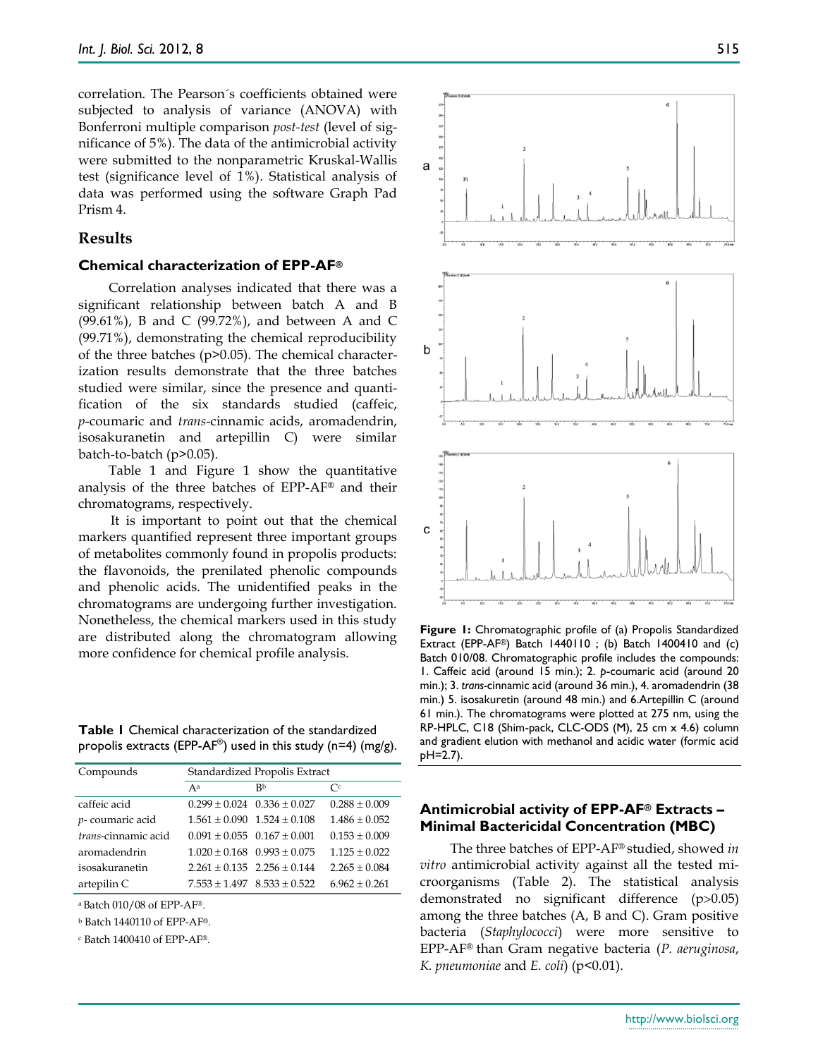correlation. The Pearson´s coefficients obtained were subjected to analysis of variance (ANOVA) with Bonferroni multiple comparison *post-test* (level of significance of 5%). The data of the antimicrobial activity were submitted to the nonparametric Kruskal-Wallis test (significance level of 1%). Statistical analysis of data was performed using the software Graph Pad Prism 4.

## Results

### Chemical characterization of EPP-AF®

Correlation analyses indicated that there was a significant relationship between batch A and B (99.61%), B and C (99.72%), and between A and C (99.71%), demonstrating the chemical reproducibility of the three batches ($p>0.05$). The chemical characterization results demonstrate that the three batches studied were similar, since the presence and quantification of the six standards studied (caffeic, *p*-coumaric and *trans*-cinnamic acids, aromadendrin, isosakuranetin and artepillin C) were similar batch-to-batch ($p>0.05$).

Table 1 and Figure 1 show the quantitative analysis of the three batches of EPP-AF® and their chromatograms, respectively.

It is important to point out that the chemical markers quantified represent three important groups of metabolites commonly found in propolis products: the flavonoids, the prenilated phenolic compounds and phenolic acids. The unidentified peaks in the chromatograms are undergoing further investigation. Nonetheless, the chemical markers used in this study are distributed along the chromatogram allowing more confidence for chemical profile analysis.

**Table 1** Chemical characterization of the standardized propolis extracts (EPP-AF®) used in this study (n=4) (mg/g).

| Compounds | Standardized Propolis Extract | | |
|---|---|---|---|
| | A[a] | B[b] | C[c] |
| caffeic acid | 0.299 ± 0.024 | 0.336 ± 0.027 | 0.288 ± 0.009 |
| *p*- coumaric acid | 1.561 ± 0.090 | 1.524 ± 0.108 | 1.486 ± 0.052 |
| *trans*-cinnamic acid | 0.091 ± 0.055 | 0.167 ± 0.001 | 0.153 ± 0.009 |
| aromadendrin | 1.020 ± 0.168 | 0.993 ± 0.075 | 1.125 ± 0.022 |
| isosakuranetin | 2.261 ± 0.135 | 2.256 ± 0.144 | 2.265 ± 0.084 |
| artepilin C | 7.553 ± 1.497 | 8.533 ± 0.522 | 6.962 ± 0.261 |

[a] Batch 010/08 of EPP-AF®.

[b] Batch 1440110 of EPP-AF®.

[c] Batch 1400410 of EPP-AF®.

**Figure 1:** Chromatographic profile of (a) Propolis Standardized Extract (EPP-AF®) Batch 1440110 ; (b) Batch 1400410 and (c) Batch 010/08. Chromatographic profile includes the compounds: 1. Caffeic acid (around 15 min.); 2. *p*-coumaric acid (around 20 min.); 3. *trans*-cinnamic acid (around 36 min.), 4. aromadendrin (38 min.) 5. isosakuretin (around 48 min.) and 6.Artepillin C (around 61 min.). The chromatograms were plotted at 275 nm, using the RP-HPLC, C18 (Shim-pack, CLC-ODS (M), 25 cm x 4.6) column and gradient elution with methanol and acidic water (formic acid pH=2.7).

### Antimicrobial activity of EPP-AF® Extracts – Minimal Bactericidal Concentration (MBC)

The three batches of EPP-AF® studied, showed *in vitro* antimicrobial activity against all the tested microorganisms (Table 2). The statistical analysis demonstrated no significant difference ($p>0.05$) among the three batches (A, B and C). Gram positive bacteria (*Staphylococci*) were more sensitive to EPP-AF® than Gram negative bacteria (*P. aeruginosa*, *K. pneumoniae* and *E. coli*) ($p<0.01$).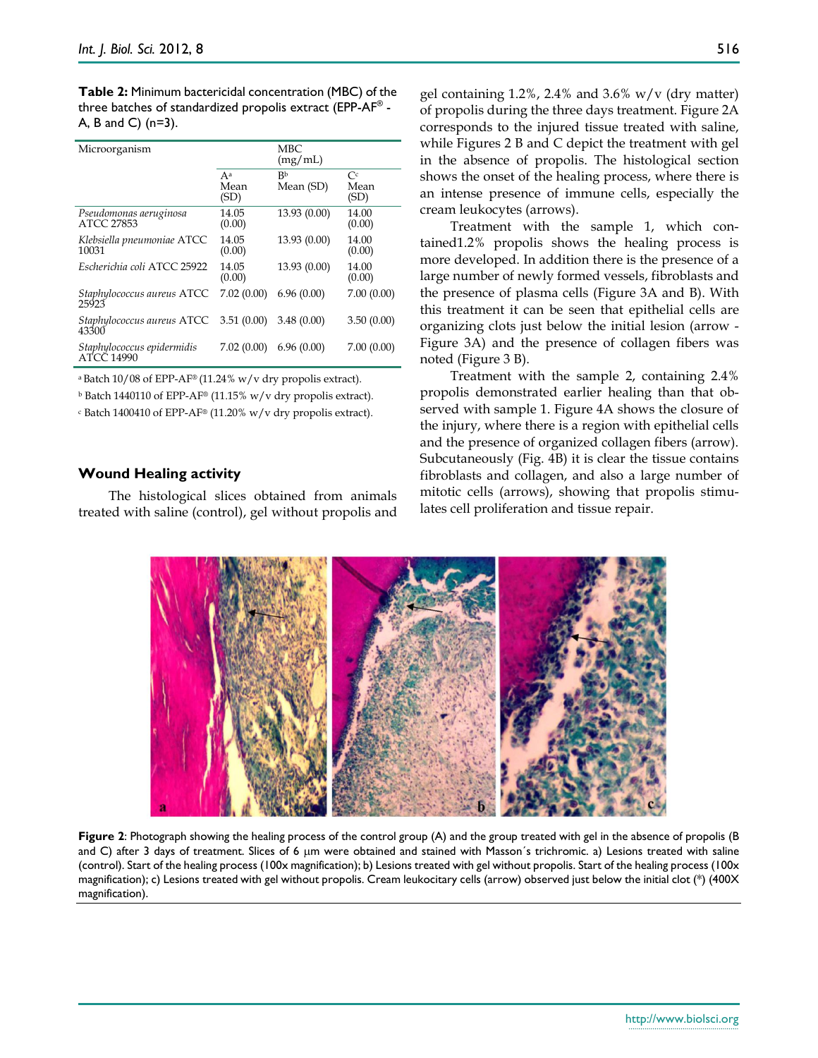**Table 2:** Minimum bactericidal concentration (MBC) of the three batches of standardized propolis extract (EPP-AF® - A, B and C) (n=3).

| Microorganism | MBC (mg/mL) | | |
|---|---|---|---|
| | A[a] Mean (SD) | B[b] Mean (SD) | C[c] Mean (SD) |
| *Pseudomonas aeruginosa* ATCC 27853 | 14.05 (0.00) | 13.93 (0.00) | 14.00 (0.00) |
| *Klebsiella pneumoniae* ATCC 10031 | 14.05 (0.00) | 13.93 (0.00) | 14.00 (0.00) |
| *Escherichia coli* ATCC 25922 | 14.05 (0.00) | 13.93 (0.00) | 14.00 (0.00) |
| *Staphylococcus aureus* ATCC 25923 | 7.02 (0.00) | 6.96 (0.00) | 7.00 (0.00) |
| *Staphylococcus aureus* ATCC 43300 | 3.51 (0.00) | 3.48 (0.00) | 3.50 (0.00) |
| *Staphylococcus epidermidis* ATCC 14990 | 7.02 (0.00) | 6.96 (0.00) | 7.00 (0.00) |

[a] Batch 10/08 of EPP-AF® (11.24% w/v dry propolis extract).
[b] Batch 1440110 of EPP-AF® (11.15% w/v dry propolis extract).
[c] Batch 1400410 of EPP-AF® (11.20% w/v dry propolis extract).

## Wound Healing activity

The histological slices obtained from animals treated with saline (control), gel without propolis and gel containing 1.2%, 2.4% and 3.6% w/v (dry matter) of propolis during the three days treatment. Figure 2A corresponds to the injured tissue treated with saline, while Figures 2 B and C depict the treatment with gel in the absence of propolis. The histological section shows the onset of the healing process, where there is an intense presence of immune cells, especially the cream leukocytes (arrows).

Treatment with the sample 1, which contained1.2% propolis shows the healing process is more developed. In addition there is the presence of a large number of newly formed vessels, fibroblasts and the presence of plasma cells (Figure 3A and B). With this treatment it can be seen that epithelial cells are organizing clots just below the initial lesion (arrow - Figure 3A) and the presence of collagen fibers was noted (Figure 3 B).

Treatment with the sample 2, containing 2.4% propolis demonstrated earlier healing than that observed with sample 1. Figure 4A shows the closure of the injury, where there is a region with epithelial cells and the presence of organized collagen fibers (arrow). Subcutaneously (Fig. 4B) it is clear the tissue contains fibroblasts and collagen, and also a large number of mitotic cells (arrows), showing that propolis stimulates cell proliferation and tissue repair.

**Figure 2**: Photograph showing the healing process of the control group (A) and the group treated with gel in the absence of propolis (B and C) after 3 days of treatment. Slices of 6 μm were obtained and stained with Masson´s trichromic. a) Lesions treated with saline (control). Start of the healing process (100x magnification); b) Lesions treated with gel without propolis. Start of the healing process (100x magnification); c) Lesions treated with gel without propolis. Cream leukocitary cells (arrow) observed just below the initial clot (*) (400X magnification).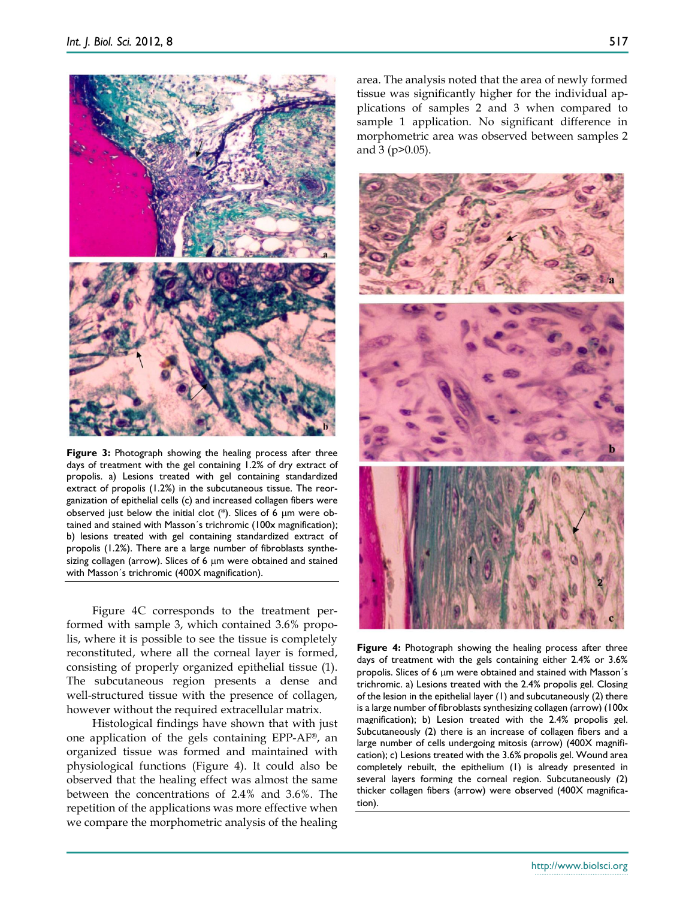**Figure 3:** Photograph showing the healing process after three days of treatment with the gel containing 1.2% of dry extract of propolis. a) Lesions treated with gel containing standardized extract of propolis (1.2%) in the subcutaneous tissue. The reorganization of epithelial cells (c) and increased collagen fibers were observed just below the initial clot (*). Slices of 6 μm were obtained and stained with Masson´s trichromic (100x magnification); b) lesions treated with gel containing standardized extract of propolis (1.2%). There are a large number of fibroblasts synthesizing collagen (arrow). Slices of 6 μm were obtained and stained with Masson´s trichromic (400X magnification).

Figure 4C corresponds to the treatment performed with sample 3, which contained 3.6% propolis, where it is possible to see the tissue is completely reconstituted, where all the corneal layer is formed, consisting of properly organized epithelial tissue (1). The subcutaneous region presents a dense and well-structured tissue with the presence of collagen, however without the required extracellular matrix.

Histological findings have shown that with just one application of the gels containing EPP-AF®, an organized tissue was formed and maintained with physiological functions (Figure 4). It could also be observed that the healing effect was almost the same between the concentrations of 2.4% and 3.6%. The repetition of the applications was more effective when we compare the morphometric analysis of the healing area. The analysis noted that the area of newly formed tissue was significantly higher for the individual applications of samples 2 and 3 when compared to sample 1 application. No significant difference in morphometric area was observed between samples 2 and 3 ($p>0.05$).

**Figure 4:** Photograph showing the healing process after three days of treatment with the gels containing either 2.4% or 3.6% propolis. Slices of 6 μm were obtained and stained with Masson´s trichromic. a) Lesions treated with the 2.4% propolis gel. Closing of the lesion in the epithelial layer (1) and subcutaneously (2) there is a large number of fibroblasts synthesizing collagen (arrow) (100x magnification); b) Lesion treated with the 2.4% propolis gel. Subcutaneously (2) there is an increase of collagen fibers and a large number of cells undergoing mitosis (arrow) (400X magnification); c) Lesions treated with the 3.6% propolis gel. Wound area completely rebuilt, the epithelium (1) is already presented in several layers forming the corneal region. Subcutaneously (2) thicker collagen fibers (arrow) were observed (400X magnification).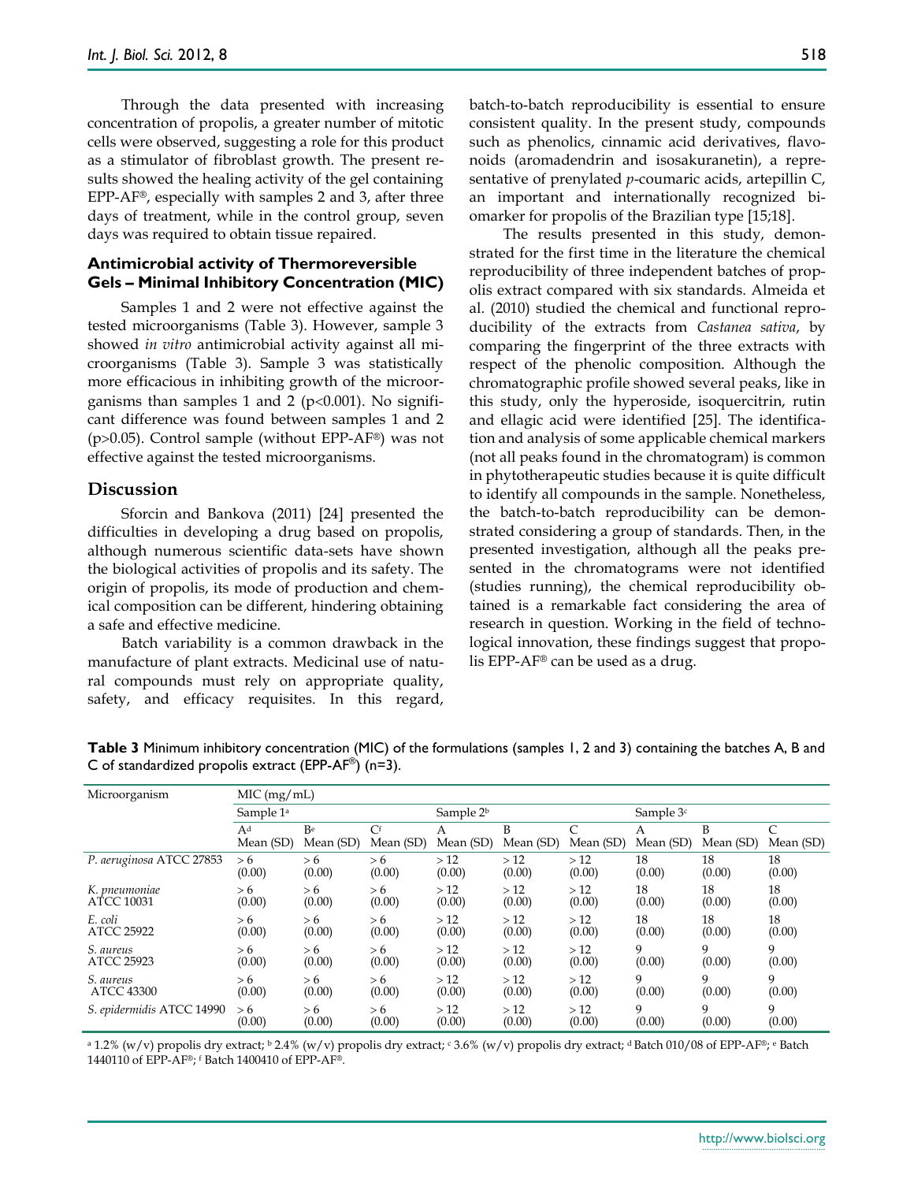Through the data presented with increasing concentration of propolis, a greater number of mitotic cells were observed, suggesting a role for this product as a stimulator of fibroblast growth. The present results showed the healing activity of the gel containing EPP-AF®, especially with samples 2 and 3, after three days of treatment, while in the control group, seven days was required to obtain tissue repaired.

### Antimicrobial activity of Thermoreversible Gels – Minimal Inhibitory Concentration (MIC)

Samples 1 and 2 were not effective against the tested microorganisms (Table 3). However, sample 3 showed *in vitro* antimicrobial activity against all microorganisms (Table 3). Sample 3 was statistically more efficacious in inhibiting growth of the microorganisms than samples 1 and 2 ($p<0.001$). No significant difference was found between samples 1 and 2 ($p>0.05$). Control sample (without EPP-AF®) was not effective against the tested microorganisms.

## Discussion

Sforcin and Bankova (2011) [24] presented the difficulties in developing a drug based on propolis, although numerous scientific data-sets have shown the biological activities of propolis and its safety. The origin of propolis, its mode of production and chemical composition can be different, hindering obtaining a safe and effective medicine.

Batch variability is a common drawback in the manufacture of plant extracts. Medicinal use of natural compounds must rely on appropriate quality, safety, and efficacy requisites. In this regard, batch-to-batch reproducibility is essential to ensure consistent quality. In the present study, compounds such as phenolics, cinnamic acid derivatives, flavonoids (aromadendrin and isosakuranetin), a representative of prenylated *p*-coumaric acids, artepillin C, an important and internationally recognized biomarker for propolis of the Brazilian type [15;18].

The results presented in this study, demonstrated for the first time in the literature the chemical reproducibility of three independent batches of propolis extract compared with six standards. Almeida et al. (2010) studied the chemical and functional reproducibility of the extracts from *Castanea sativa*, by comparing the fingerprint of the three extracts with respect of the phenolic composition. Although the chromatographic profile showed several peaks, like in this study, only the hyperoside, isoquercitrin, rutin and ellagic acid were identified [25]. The identification and analysis of some applicable chemical markers (not all peaks found in the chromatogram) is common in phytotherapeutic studies because it is quite difficult to identify all compounds in the sample. Nonetheless, the batch-to-batch reproducibility can be demonstrated considering a group of standards. Then, in the presented investigation, although all the peaks presented in the chromatograms were not identified (studies running), the chemical reproducibility obtained is a remarkable fact considering the area of research in question. Working in the field of technological innovation, these findings suggest that propolis EPP-AF® can be used as a drug.

**Table 3** Minimum inhibitory concentration (MIC) of the formulations (samples 1, 2 and 3) containing the batches A, B and C of standardized propolis extract (EPP-AF®) (n=3).

| Microorganism | MIC (mg/mL) | | | | | | | | |
|---|---|---|---|---|---|---|---|---|---|
| | Sample 1[a] | | | Sample 2[b] | | | Sample 3[c] | | |
| | A[d] Mean (SD) | B[e] Mean (SD) | C[f] Mean (SD) | A Mean (SD) | B Mean (SD) | C Mean (SD) | A Mean (SD) | B Mean (SD) | C Mean (SD) |
| *P. aeruginosa* ATCC 27853 | > 6 (0.00) | > 6 (0.00) | > 6 (0.00) | > 12 (0.00) | > 12 (0.00) | > 12 (0.00) | 18 (0.00) | 18 (0.00) | 18 (0.00) |
| *K. pneumoniae* ATCC 10031 | > 6 (0.00) | > 6 (0.00) | > 6 (0.00) | > 12 (0.00) | > 12 (0.00) | > 12 (0.00) | 18 (0.00) | 18 (0.00) | 18 (0.00) |
| *E. coli* ATCC 25922 | > 6 (0.00) | > 6 (0.00) | > 6 (0.00) | > 12 (0.00) | > 12 (0.00) | > 12 (0.00) | 18 (0.00) | 18 (0.00) | 18 (0.00) |
| *S. aureus* ATCC 25923 | > 6 (0.00) | > 6 (0.00) | > 6 (0.00) | > 12 (0.00) | > 12 (0.00) | > 12 (0.00) | 9 (0.00) | 9 (0.00) | 9 (0.00) |
| *S. aureus* ATCC 43300 | > 6 (0.00) | > 6 (0.00) | > 6 (0.00) | > 12 (0.00) | > 12 (0.00) | > 12 (0.00) | 9 (0.00) | 9 (0.00) | 9 (0.00) |
| *S. epidermidis* ATCC 14990 | > 6 (0.00) | > 6 (0.00) | > 6 (0.00) | > 12 (0.00) | > 12 (0.00) | > 12 (0.00) | 9 (0.00) | 9 (0.00) | 9 (0.00) |

[a] 1.2% (w/v) propolis dry extract; [b] 2.4% (w/v) propolis dry extract; [c] 3.6% (w/v) propolis dry extract; [d] Batch 010/08 of EPP-AF®; [e] Batch 1440110 of EPP-AF®; [f] Batch 1400410 of EPP-AF®.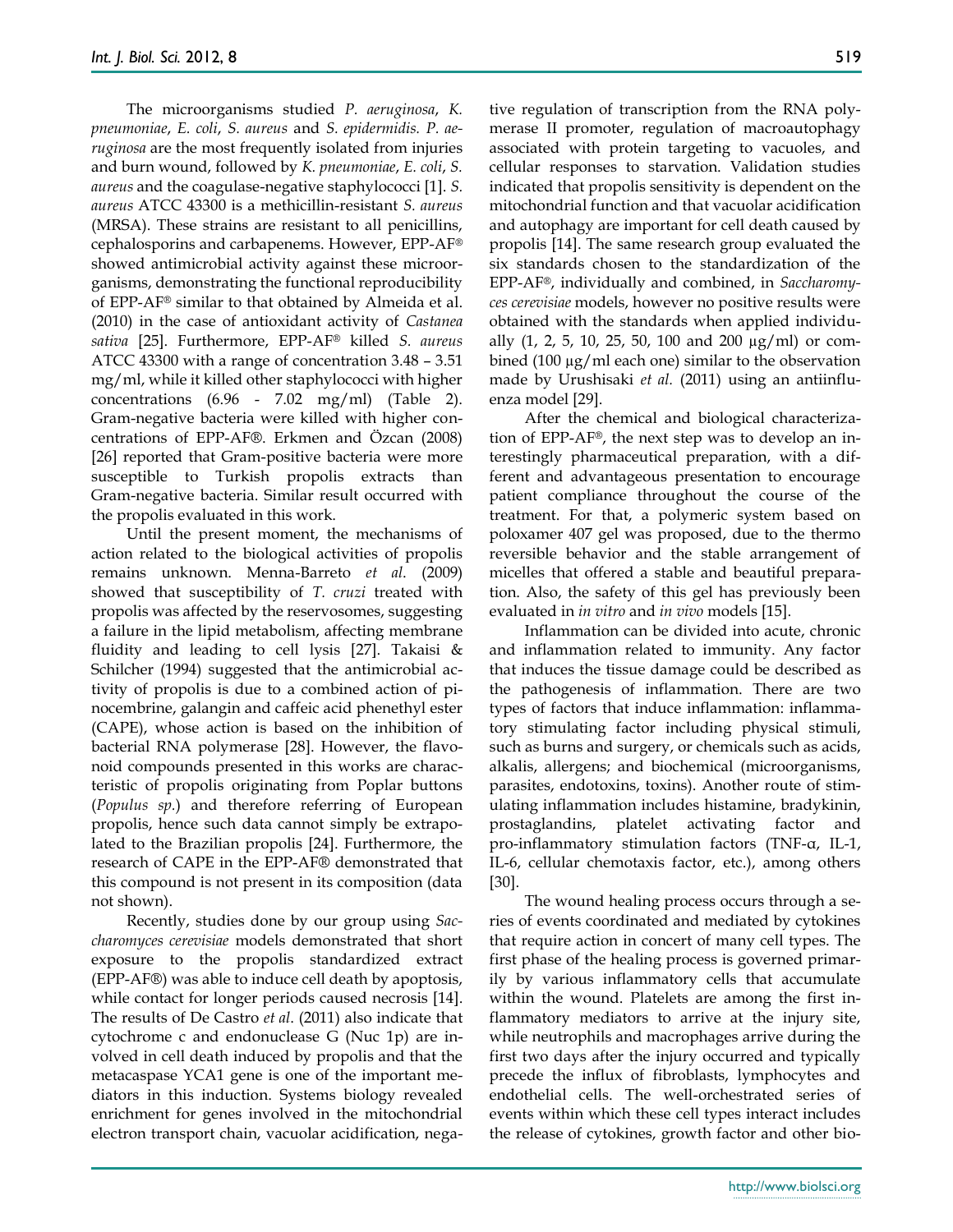The microorganisms studied *P. aeruginosa*, *K. pneumoniae*, *E. coli*, *S. aureus* and *S. epidermidis. P. aeruginosa* are the most frequently isolated from injuries and burn wound, followed by *K. pneumoniae*, *E. coli*, *S. aureus* and the coagulase-negative staphylococci [1]. *S. aureus* ATCC 43300 is a methicillin-resistant *S. aureus* (MRSA). These strains are resistant to all penicillins, cephalosporins and carbapenems. However, EPP-AF® showed antimicrobial activity against these microorganisms, demonstrating the functional reproducibility of EPP-AF® similar to that obtained by Almeida et al. (2010) in the case of antioxidant activity of *Castanea sativa* [25]. Furthermore, EPP-AF® killed *S. aureus* ATCC 43300 with a range of concentration 3.48 – 3.51 mg/ml, while it killed other staphylococci with higher concentrations (6.96 - 7.02 mg/ml) (Table 2). Gram-negative bacteria were killed with higher concentrations of EPP-AF®. Erkmen and Özcan (2008) [26] reported that Gram-positive bacteria were more susceptible to Turkish propolis extracts than Gram-negative bacteria. Similar result occurred with the propolis evaluated in this work.

Until the present moment, the mechanisms of action related to the biological activities of propolis remains unknown. Menna-Barreto *et al*. (2009) showed that susceptibility of *T. cruzi* treated with propolis was affected by the reservosomes, suggesting a failure in the lipid metabolism, affecting membrane fluidity and leading to cell lysis [27]. Takaisi & Schilcher (1994) suggested that the antimicrobial activity of propolis is due to a combined action of pinocembrine, galangin and caffeic acid phenethyl ester (CAPE), whose action is based on the inhibition of bacterial RNA polymerase [28]. However, the flavonoid compounds presented in this works are characteristic of propolis originating from Poplar buttons (*Populus sp*.) and therefore referring of European propolis, hence such data cannot simply be extrapolated to the Brazilian propolis [24]. Furthermore, the research of CAPE in the EPP-AF® demonstrated that this compound is not present in its composition (data not shown).

Recently, studies done by our group using *Saccharomyces cerevisiae* models demonstrated that short exposure to the propolis standardized extract (EPP-AF®) was able to induce cell death by apoptosis, while contact for longer periods caused necrosis [14]. The results of De Castro *et al*. (2011) also indicate that cytochrome c and endonuclease G (Nuc 1p) are involved in cell death induced by propolis and that the metacaspase YCA1 gene is one of the important mediators in this induction. Systems biology revealed enrichment for genes involved in the mitochondrial electron transport chain, vacuolar acidification, negative regulation of transcription from the RNA polymerase II promoter, regulation of macroautophagy associated with protein targeting to vacuoles, and cellular responses to starvation. Validation studies indicated that propolis sensitivity is dependent on the mitochondrial function and that vacuolar acidification and autophagy are important for cell death caused by propolis [14]. The same research group evaluated the six standards chosen to the standardization of the EPP-AF®, individually and combined, in *Saccharomyces cerevisiae* models, however no positive results were obtained with the standards when applied individually (1, 2, 5, 10, 25, 50, 100 and 200 µg/ml) or combined (100 µg/ml each one) similar to the observation made by Urushisaki *et al.* (2011) using an antiinfluenza model [29].

After the chemical and biological characterization of EPP-AF®, the next step was to develop an interestingly pharmaceutical preparation, with a different and advantageous presentation to encourage patient compliance throughout the course of the treatment. For that, a polymeric system based on poloxamer 407 gel was proposed, due to the thermo reversible behavior and the stable arrangement of micelles that offered a stable and beautiful preparation. Also, the safety of this gel has previously been evaluated in *in vitro* and *in vivo* models [15].

Inflammation can be divided into acute, chronic and inflammation related to immunity. Any factor that induces the tissue damage could be described as the pathogenesis of inflammation. There are two types of factors that induce inflammation: inflammatory stimulating factor including physical stimuli, such as burns and surgery, or chemicals such as acids, alkalis, allergens; and biochemical (microorganisms, parasites, endotoxins, toxins). Another route of stimulating inflammation includes histamine, bradykinin, prostaglandins, platelet activating factor and pro-inflammatory stimulation factors (TNF-α, IL-1, IL-6, cellular chemotaxis factor, etc.), among others [30].

The wound healing process occurs through a series of events coordinated and mediated by cytokines that require action in concert of many cell types. The first phase of the healing process is governed primarily by various inflammatory cells that accumulate within the wound. Platelets are among the first inflammatory mediators to arrive at the injury site, while neutrophils and macrophages arrive during the first two days after the injury occurred and typically precede the influx of fibroblasts, lymphocytes and endothelial cells. The well-orchestrated series of events within which these cell types interact includes the release of cytokines, growth factor and other bio-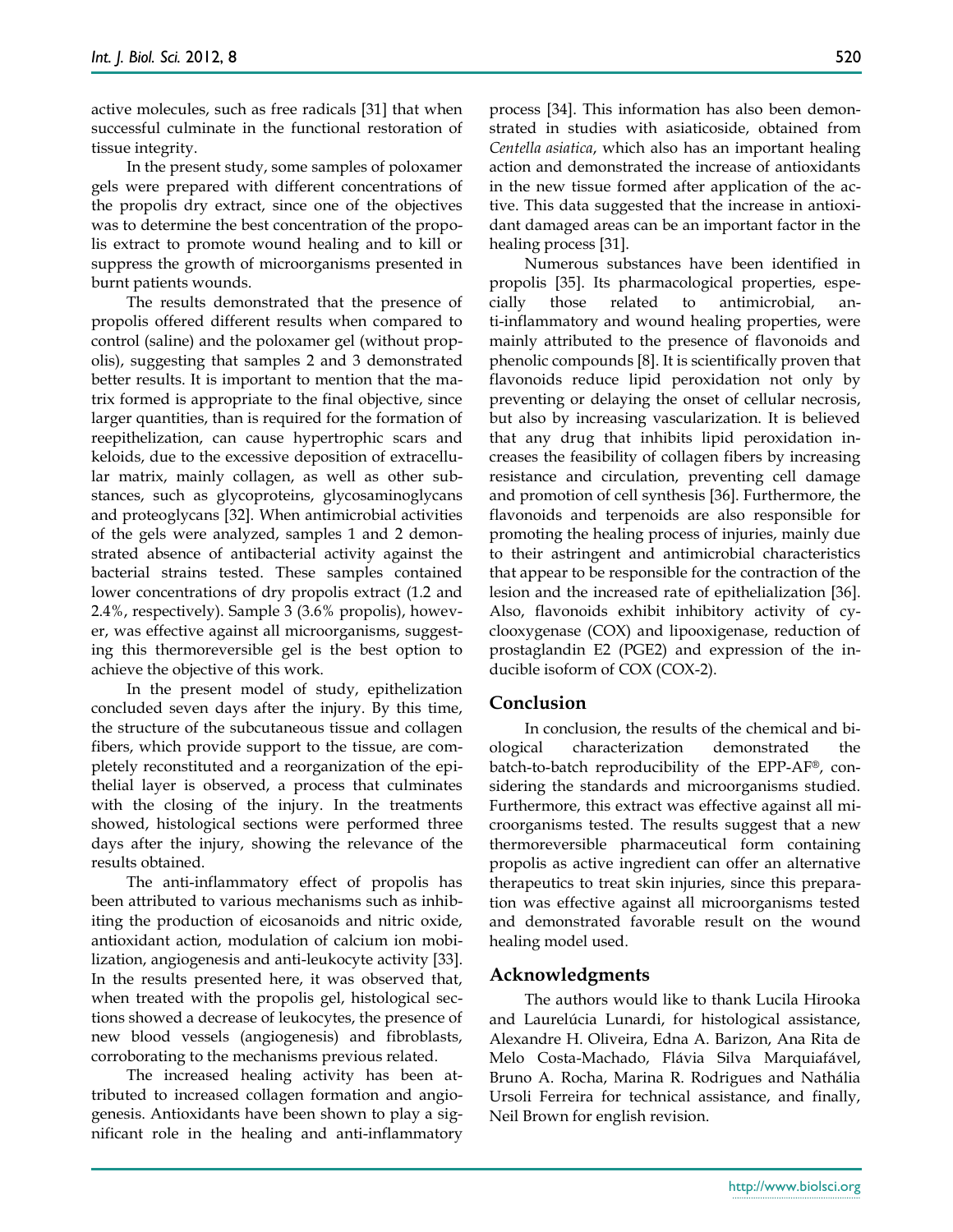active molecules, such as free radicals [31] that when successful culminate in the functional restoration of tissue integrity.

In the present study, some samples of poloxamer gels were prepared with different concentrations of the propolis dry extract, since one of the objectives was to determine the best concentration of the propolis extract to promote wound healing and to kill or suppress the growth of microorganisms presented in burnt patients wounds.

The results demonstrated that the presence of propolis offered different results when compared to control (saline) and the poloxamer gel (without propolis), suggesting that samples 2 and 3 demonstrated better results. It is important to mention that the matrix formed is appropriate to the final objective, since larger quantities, than is required for the formation of reepithelization, can cause hypertrophic scars and keloids, due to the excessive deposition of extracellular matrix, mainly collagen, as well as other substances, such as glycoproteins, glycosaminoglycans and proteoglycans [32]. When antimicrobial activities of the gels were analyzed, samples 1 and 2 demonstrated absence of antibacterial activity against the bacterial strains tested. These samples contained lower concentrations of dry propolis extract (1.2 and 2.4%, respectively). Sample 3 (3.6% propolis), however, was effective against all microorganisms, suggesting this thermoreversible gel is the best option to achieve the objective of this work.

In the present model of study, epithelization concluded seven days after the injury. By this time, the structure of the subcutaneous tissue and collagen fibers, which provide support to the tissue, are completely reconstituted and a reorganization of the epithelial layer is observed, a process that culminates with the closing of the injury. In the treatments showed, histological sections were performed three days after the injury, showing the relevance of the results obtained.

The anti-inflammatory effect of propolis has been attributed to various mechanisms such as inhibiting the production of eicosanoids and nitric oxide, antioxidant action, modulation of calcium ion mobilization, angiogenesis and anti-leukocyte activity [33]. In the results presented here, it was observed that, when treated with the propolis gel, histological sections showed a decrease of leukocytes, the presence of new blood vessels (angiogenesis) and fibroblasts, corroborating to the mechanisms previous related.

The increased healing activity has been attributed to increased collagen formation and angiogenesis. Antioxidants have been shown to play a significant role in the healing and anti-inflammatory process [34]. This information has also been demonstrated in studies with asiaticoside, obtained from *Centella asiatica*, which also has an important healing action and demonstrated the increase of antioxidants in the new tissue formed after application of the active. This data suggested that the increase in antioxidant damaged areas can be an important factor in the healing process [31].

Numerous substances have been identified in propolis [35]. Its pharmacological properties, especially those related to antimicrobial, anti-inflammatory and wound healing properties, were mainly attributed to the presence of flavonoids and phenolic compounds [8]. It is scientifically proven that flavonoids reduce lipid peroxidation not only by preventing or delaying the onset of cellular necrosis, but also by increasing vascularization. It is believed that any drug that inhibits lipid peroxidation increases the feasibility of collagen fibers by increasing resistance and circulation, preventing cell damage and promotion of cell synthesis [36]. Furthermore, the flavonoids and terpenoids are also responsible for promoting the healing process of injuries, mainly due to their astringent and antimicrobial characteristics that appear to be responsible for the contraction of the lesion and the increased rate of epithelialization [36]. Also, flavonoids exhibit inhibitory activity of cyclooxygenase (COX) and lipooxigenase, reduction of prostaglandin E2 (PGE2) and expression of the inducible isoform of COX (COX-2).

## Conclusion

In conclusion, the results of the chemical and biological characterization demonstrated the batch-to-batch reproducibility of the EPP-AF®, considering the standards and microorganisms studied. Furthermore, this extract was effective against all microorganisms tested. The results suggest that a new thermoreversible pharmaceutical form containing propolis as active ingredient can offer an alternative therapeutics to treat skin injuries, since this preparation was effective against all microorganisms tested and demonstrated favorable result on the wound healing model used.

## Acknowledgments

The authors would like to thank Lucila Hirooka and Laurelúcia Lunardi, for histological assistance, Alexandre H. Oliveira, Edna A. Barizon, Ana Rita de Melo Costa-Machado, Flávia Silva Marquiafável, Bruno A. Rocha, Marina R. Rodrigues and Nathália Ursoli Ferreira for technical assistance, and finally, Neil Brown for english revision.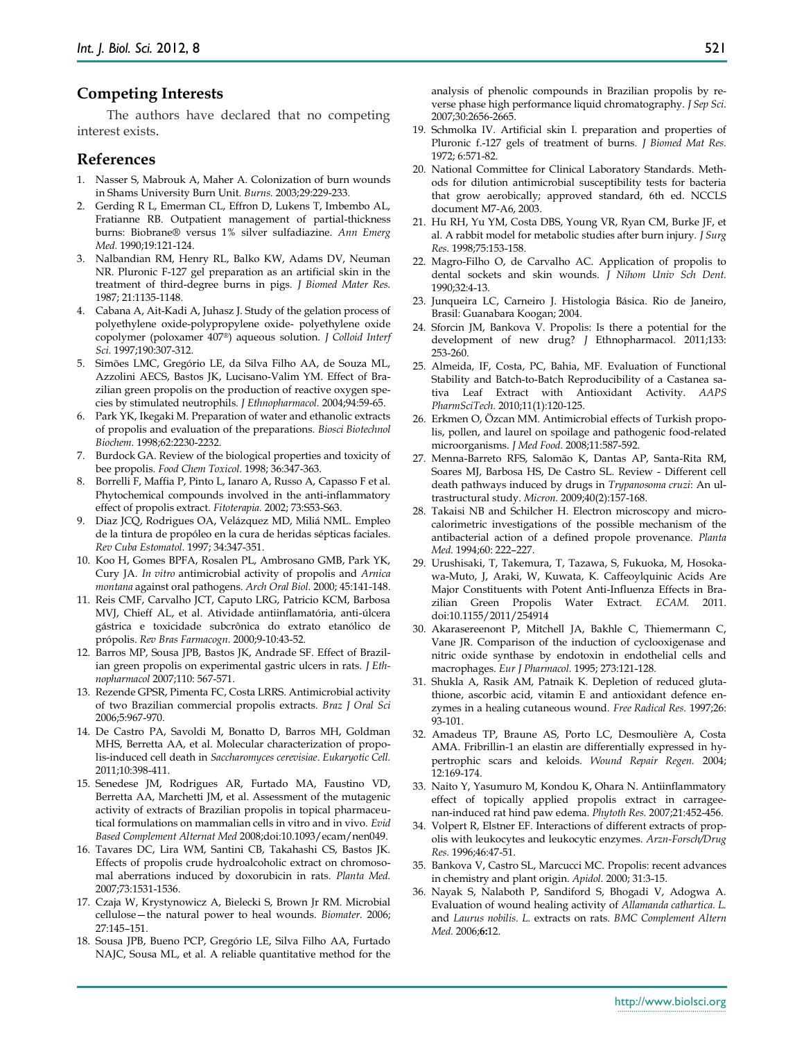## Competing Interests

The authors have declared that no competing interest exists.

## References

1. Nasser S, Mabrouk A, Maher A. Colonization of burn wounds in Shams University Burn Unit. *Burns.* 2003;29:229-233.
2. Gerding R L, Emerman CL, Effron D, Lukens T, Imbembo AL, Fratianne RB. Outpatient management of partial-thickness burns: Biobrane® versus 1% silver sulfadiazine. *Ann Emerg Med.* 1990;19:121-124.
3. Nalbandian RM, Henry RL, Balko KW, Adams DV, Neuman NR. Pluronic F-127 gel preparation as an artificial skin in the treatment of third-degree burns in pigs. *J Biomed Mater Res.* 1987; 21:1135-1148.
4. Cabana A, Ait-Kadi A, Juhasz J. Study of the gelation process of polyethylene oxide-polypropylene oxide- polyethylene oxide copolymer (poloxamer 407®) aqueous solution. *J Colloid Interf Sci.* 1997;190:307-312.
5. Simões LMC, Gregório LE, da Silva Filho AA, de Souza ML, Azzolini AECS, Bastos JK, Lucisano-Valim YM. Effect of Brazilian green propolis on the production of reactive oxygen species by stimulated neutrophils. *J Ethnopharmacol.* 2004;94:59-65.
6. Park YK, Ikegaki M. Preparation of water and ethanolic extracts of propolis and evaluation of the preparations. *Biosci Biotechnol Biochem.* 1998;62:2230-2232.
7. Burdock GA. Review of the biological properties and toxicity of bee propolis. *Food Chem Toxicol.* 1998; 36:347-363.
8. Borrelli F, Maffia P, Pinto L, Ianaro A, Russo A, Capasso F et al. Phytochemical compounds involved in the anti-inflammatory effect of propolis extract. *Fitoterapia.* 2002; 73:S53-S63.
9. Diaz JCQ, Rodrigues OA, Velázquez MD, Miliá NML. Empleo de la tintura de propóleo en la cura de heridas sépticas faciales. *Rev Cuba Estomatol.* 1997; 34:347-351.
10. Koo H, Gomes BPFA, Rosalen PL, Ambrosano GMB, Park YK, Cury JA. *In vitro* antimicrobial activity of propolis and *Arnica montana* against oral pathogens. *Arch Oral Biol.* 2000; 45:141-148.
11. Reis CMF, Carvalho JCT, Caputo LRG, Patricio KCM, Barbosa MVJ, Chieff AL, et al. Atividade antiinflamatória, anti-úlcera gástrica e toxicidade subcrônica do extrato etanólico de própolis. *Rev Bras Farmacogn.* 2000;9-10:43-52.
12. Barros MP, Sousa JPB, Bastos JK, Andrade SF. Effect of Brazilian green propolis on experimental gastric ulcers in rats. *J Ethnopharmacol* 2007;110: 567-571.
13. Rezende GPSR, Pimenta FC, Costa LRRS. Antimicrobial activity of two Brazilian commercial propolis extracts. *Braz J Oral Sci* 2006;5:967-970.
14. De Castro PA, Savoldi M, Bonatto D, Barros MH, Goldman MHS, Berretta AA, et al. Molecular characterization of propolis-induced cell death in *Saccharomyces cerevisiae*. *Eukaryotic Cell.* 2011;10:398-411.
15. Senedese JM, Rodrigues AR, Furtado MA, Faustino VD, Berretta AA, Marchetti JM, et al. Assessment of the mutagenic activity of extracts of Brazilian propolis in topical pharmaceutical formulations on mammalian cells in vitro and in vivo. *Evid Based Complement Alternat Med* 2008;doi:10.1093/ecam/nen049.
16. Tavares DC, Lira WM, Santini CB, Takahashi CS, Bastos JK. Effects of propolis crude hydroalcoholic extract on chromosomal aberrations induced by doxorubicin in rats. *Planta Med.* 2007;73:1531-1536.
17. Czaja W, Krystynowicz A, Bielecki S, Brown Jr RM. Microbial cellulose—the natural power to heal wounds. *Biomater.* 2006; 27:145–151.
18. Sousa JPB, Bueno PCP, Gregório LE, Silva Filho AA, Furtado NAJC, Sousa ML, et al. A reliable quantitative method for the analysis of phenolic compounds in Brazilian propolis by reverse phase high performance liquid chromatography. *J Sep Sci.* 2007;30:2656-2665.
19. Schmolka IV. Artificial skin I. preparation and properties of Pluronic f.-127 gels of treatment of burns. *J Biomed Mat Res.* 1972; 6:571-82.
20. National Committee for Clinical Laboratory Standards. Methods for dilution antimicrobial susceptibility tests for bacteria that grow aerobically; approved standard, 6th ed. NCCLS document M7-A6, 2003.
21. Hu RH, Yu YM, Costa DBS, Young VR, Ryan CM, Burke JF, et al. A rabbit model for metabolic studies after burn injury. *J Surg Res.* 1998;75:153-158.
22. Magro-Filho O, de Carvalho AC. Application of propolis to dental sockets and skin wounds. *J Nihom Univ Sch Dent.* 1990;32:4-13.
23. Junqueira LC, Carneiro J. Histologia Básica. Rio de Janeiro, Brasil: Guanabara Koogan; 2004.
24. Sforcin JM, Bankova V. Propolis: Is there a potential for the development of new drug? *J* Ethnopharmacol. 2011;133: 253-260.
25. Almeida, IF, Costa, PC, Bahia, MF. Evaluation of Functional Stability and Batch-to-Batch Reproducibility of a Castanea sativa Leaf Extract with Antioxidant Activity. *AAPS PharmSciTech.* 2010;11(1):120-125.
26. Erkmen O, Özcan MM. Antimicrobial effects of Turkish propolis, pollen, and laurel on spoilage and pathogenic food-related microorganisms. *J Med Food.* 2008;11:587-592.
27. Menna-Barreto RFS, Salomão K, Dantas AP, Santa-Rita RM, Soares MJ, Barbosa HS, De Castro SL. Review - Different cell death pathways induced by drugs in *Trypanosoma cruzi*: An ultrastructural study. *Micron.* 2009;40(2):157-168.
28. Takaisi NB and Schilcher H. Electron microscopy and microcalorimetric investigations of the possible mechanism of the antibacterial action of a defined propole provenance. *Planta Med.* 1994;60: 222–227.
29. Urushisaki, T, Takemura, T, Tazawa, S, Fukuoka, M, Hosokawa-Muto, J, Araki, W, Kuwata, K. Caffeoylquinic Acids Are Major Constituents with Potent Anti-Influenza Effects in Brazilian Green Propolis Water Extract. *ECAM.* 2011. doi:10.1155/2011/254914
30. Akarasereenont P, Mitchell JA, Bakhle C, Thiemermann C, Vane JR. Comparison of the induction of cyclooxigenase and nitric oxide synthase by endotoxin in endothelial cells and macrophages. *Eur J Pharmacol.* 1995; 273:121-128.
31. Shukla A, Rasik AM, Patnaik K. Depletion of reduced glutathione, ascorbic acid, vitamin E and antioxidant defence enzymes in a healing cutaneous wound. *Free Radical Res.* 1997;26: 93-101.
32. Amadeus TP, Braune AS, Porto LC, Desmoulière A, Costa AMA. Fribrillin-1 an elastin are differentially expressed in hypertrophic scars and keloids. *Wound Repair Regen.* 2004; 12:169-174.
33. Naito Y, Yasumuro M, Kondou K, Ohara N. Antiinflammatory effect of topically applied propolis extract in carrageenan-induced rat hind paw edema. *Phytoth Res.* 2007;21:452-456.
34. Volpert R, Elstner EF. Interactions of different extracts of propolis with leukocytes and leukocytic enzymes. *Arzn-Forsch/Drug Res.* 1996;46:47-51.
35. Bankova V, Castro SL, Marcucci MC. Propolis: recent advances in chemistry and plant origin. *Apidol.* 2000; 31:3-15.
36. Nayak S, Nalaboth P, Sandiford S, Bhogadi V, Adogwa A. Evaluation of wound healing activity of *Allamanda cathartica. L.* and *Laurus nobilis. L.* extracts on rats. *BMC Complement Altern Med.* 2006;**6:**12.